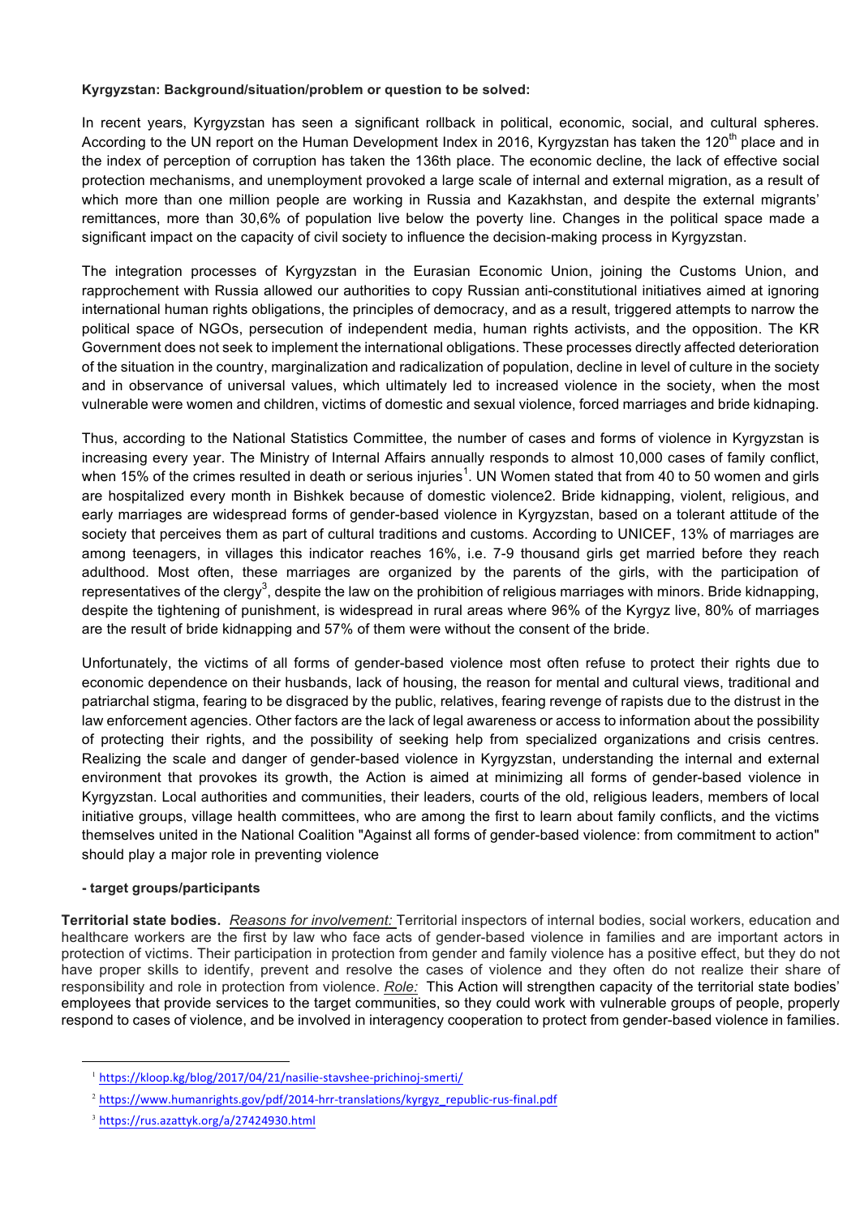**Kyrgyzstan: Background/situation/problem or question to be solved:**

In recent years, Kyrgyzstan has seen a significant rollback in political, economic, social, and cultural spheres. According to the UN report on the Human Development Index in 2016, Kyrgyzstan has taken the 120th place and in the index of perception of corruption has taken the 136th place. The economic decline, the lack of effective social protection mechanisms, and unemployment provoked a large scale of internal and external migration, as a result of which more than one million people are working in Russia and Kazakhstan, and despite the external migrants' remittances, more than 30,6% of population live below the poverty line. Changes in the political space made a significant impact on the capacity of civil society to influence the decision-making process in Kyrgyzstan.

The integration processes of Kyrgyzstan in the Eurasian Economic Union, joining the Customs Union, and rapprochement with Russia allowed our authorities to copy Russian anti-constitutional initiatives aimed at ignoring international human rights obligations, the principles of democracy, and as a result, triggered attempts to narrow the political space of NGOs, persecution of independent media, human rights activists, and the opposition. The KR Government does not seek to implement the international obligations. These processes directly affected deterioration of the situation in the country, marginalization and radicalization of population, decline in level of culture in the society and in observance of universal values, which ultimately led to increased violence in the society, when the most vulnerable were women and children, victims of domestic and sexual violence, forced marriages and bride kidnaping.

Thus, according to the National Statistics Committee, the number of cases and forms of violence in Kyrgyzstan is increasing every year. The Ministry of Internal Affairs annually responds to almost 10,000 cases of family conflict, when 15% of the crimes resulted in death or serious injuries[1]. UN Women stated that from 40 to 50 women and girls are hospitalized every month in Bishkek because of domestic violence2. Bride kidnapping, violent, religious, and early marriages are widespread forms of gender-based violence in Kyrgyzstan, based on a tolerant attitude of the society that perceives them as part of cultural traditions and customs. According to UNICEF, 13% of marriages are among teenagers, in villages this indicator reaches 16%, i.e. 7-9 thousand girls get married before they reach adulthood. Most often, these marriages are organized by the parents of the girls, with the participation of representatives of the clergy[3], despite the law on the prohibition of religious marriages with minors. Bride kidnapping, despite the tightening of punishment, is widespread in rural areas where 96% of the Kyrgyz live, 80% of marriages are the result of bride kidnapping and 57% of them were without the consent of the bride.

Unfortunately, the victims of all forms of gender-based violence most often refuse to protect their rights due to economic dependence on their husbands, lack of housing, the reason for mental and cultural views, traditional and patriarchal stigma, fearing to be disgraced by the public, relatives, fearing revenge of rapists due to the distrust in the law enforcement agencies. Other factors are the lack of legal awareness or access to information about the possibility of protecting their rights, and the possibility of seeking help from specialized organizations and crisis centres. Realizing the scale and danger of gender-based violence in Kyrgyzstan, understanding the internal and external environment that provokes its growth, the Action is aimed at minimizing all forms of gender-based violence in Kyrgyzstan. Local authorities and communities, their leaders, courts of the old, religious leaders, members of local initiative groups, village health committees, who are among the first to learn about family conflicts, and the victims themselves united in the National Coalition "Against all forms of gender-based violence: from commitment to action" should play a major role in preventing violence

**- target groups/participants**

**Territorial state bodies.** *Reasons for involvement:* Territorial inspectors of internal bodies, social workers, education and healthcare workers are the first by law who face acts of gender-based violence in families and are important actors in protection of victims. Their participation in protection from gender and family violence has a positive effect, but they do not have proper skills to identify, prevent and resolve the cases of violence and they often do not realize their share of responsibility and role in protection from violence. *Role:* This Action will strengthen capacity of the territorial state bodies' employees that provide services to the target communities, so they could work with vulnerable groups of people, properly respond to cases of violence, and be involved in interagency cooperation to protect from gender-based violence in families.

---

[1] https://kloop.kg/blog/2017/04/21/nasilie-stavshee-prichinoj-smerti/

[2] https://www.humanrights.gov/pdf/2014-hrr-translations/kyrgyz_republic-rus-final.pdf

[3] https://rus.azattyk.org/a/27424930.html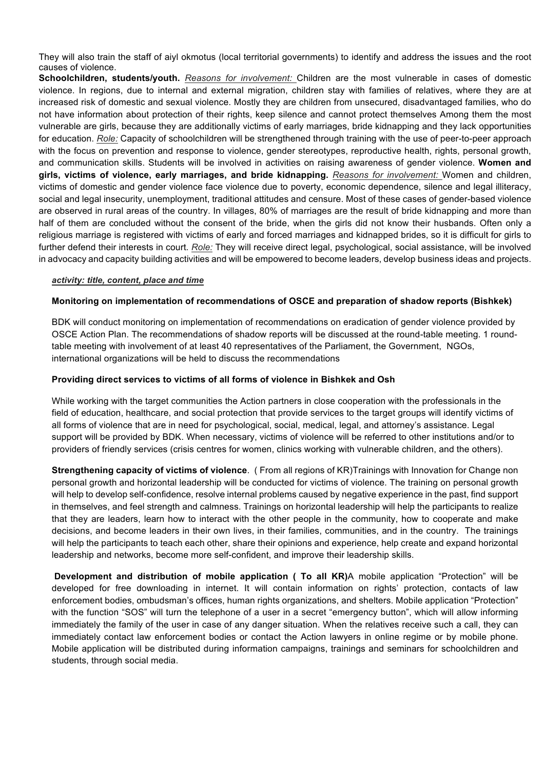They will also train the staff of aiyl okmotus (local territorial governments) to identify and address the issues and the root causes of violence.

**Schoolchildren, students/youth.** _Reasons for involvement:_ Children are the most vulnerable in cases of domestic violence. In regions, due to internal and external migration, children stay with families of relatives, where they are at increased risk of domestic and sexual violence. Mostly they are children from unsecured, disadvantaged families, who do not have information about protection of their rights, keep silence and cannot protect themselves Among them the most vulnerable are girls, because they are additionally victims of early marriages, bride kidnapping and they lack opportunities for education. _Role:_ Capacity of schoolchildren will be strengthened through training with the use of peer-to-peer approach with the focus on prevention and response to violence, gender stereotypes, reproductive health, rights, personal growth, and communication skills. Students will be involved in activities on raising awareness of gender violence. **Women and girls, victims of violence, early marriages, and bride kidnapping.** _Reasons for involvement:_ Women and children, victims of domestic and gender violence face violence due to poverty, economic dependence, silence and legal illiteracy, social and legal insecurity, unemployment, traditional attitudes and censure. Most of these cases of gender-based violence are observed in rural areas of the country. In villages, 80% of marriages are the result of bride kidnapping and more than half of them are concluded without the consent of the bride, when the girls did not know their husbands. Often only a religious marriage is registered with victims of early and forced marriages and kidnapped brides, so it is difficult for girls to further defend their interests in court. _Role:_ They will receive direct legal, psychological, social assistance, will be involved in advocacy and capacity building activities and will be empowered to become leaders, develop business ideas and projects.

***activity: title, content, place and time***

**Monitoring on implementation of recommendations of OSCE and preparation of shadow reports (Bishkek)**

BDK will conduct monitoring on implementation of recommendations on eradication of gender violence provided by OSCE Action Plan. The recommendations of shadow reports will be discussed at the round-table meeting. 1 round-table meeting with involvement of at least 40 representatives of the Parliament, the Government, NGOs, international organizations will be held to discuss the recommendations

**Providing direct services to victims of all forms of violence in Bishkek and Osh**

While working with the target communities the Action partners in close cooperation with the professionals in the field of education, healthcare, and social protection that provide services to the target groups will identify victims of all forms of violence that are in need for psychological, social, medical, legal, and attorney's assistance. Legal support will be provided by BDK. When necessary, victims of violence will be referred to other institutions and/or to providers of friendly services (crisis centres for women, clinics working with vulnerable children, and the others).

**Strengthening capacity of victims of violence**. ( From all regions of KR)Trainings with Innovation for Change non personal growth and horizontal leadership will be conducted for victims of violence. The training on personal growth will help to develop self-confidence, resolve internal problems caused by negative experience in the past, find support in themselves, and feel strength and calmness. Trainings on horizontal leadership will help the participants to realize that they are leaders, learn how to interact with the other people in the community, how to cooperate and make decisions, and become leaders in their own lives, in their families, communities, and in the country. The trainings will help the participants to teach each other, share their opinions and experience, help create and expand horizontal leadership and networks, become more self-confident, and improve their leadership skills.

**Development and distribution of mobile application ( To all KR)**A mobile application "Protection" will be developed for free downloading in internet. It will contain information on rights' protection, contacts of law enforcement bodies, ombudsman's offices, human rights organizations, and shelters. Mobile application "Protection" with the function "SOS" will turn the telephone of a user in a secret "emergency button", which will allow informing immediately the family of the user in case of any danger situation. When the relatives receive such a call, they can immediately contact law enforcement bodies or contact the Action lawyers in online regime or by mobile phone. Mobile application will be distributed during information campaigns, trainings and seminars for schoolchildren and students, through social media.